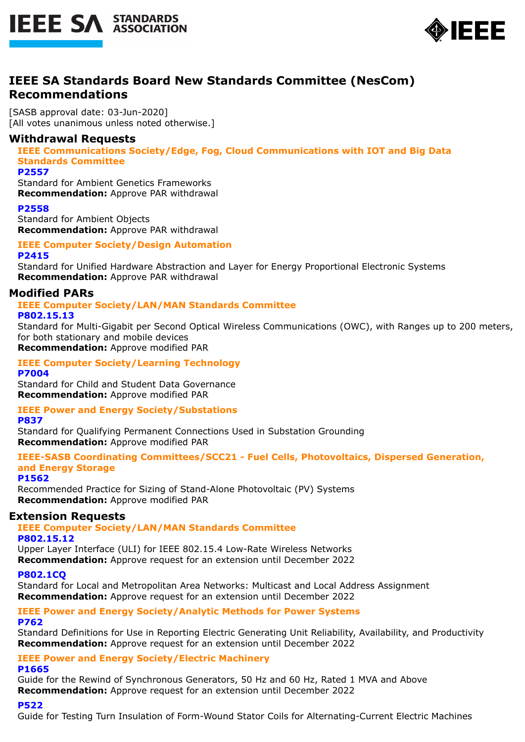# IEEE SA Standards Board New Standards Committee (NesCom) Recommendations

[SASB approval date: 03-Jun-2020]
[All votes unanimous unless noted otherwise.]

## Withdrawal Requests

### IEEE Communications Society/Edge, Fog, Cloud Communications with IOT and Big Data Standards Committee

**P2557**
Standard for Ambient Genetics Frameworks
**Recommendation:** Approve PAR withdrawal

**P2558**
Standard for Ambient Objects
**Recommendation:** Approve PAR withdrawal

### IEEE Computer Society/Design Automation

**P2415**
Standard for Unified Hardware Abstraction and Layer for Energy Proportional Electronic Systems
**Recommendation:** Approve PAR withdrawal

## Modified PARs

### IEEE Computer Society/LAN/MAN Standards Committee

**P802.15.13**
Standard for Multi-Gigabit per Second Optical Wireless Communications (OWC), with Ranges up to 200 meters, for both stationary and mobile devices
**Recommendation:** Approve modified PAR

### IEEE Computer Society/Learning Technology

**P7004**
Standard for Child and Student Data Governance
**Recommendation:** Approve modified PAR

### IEEE Power and Energy Society/Substations

**P837**
Standard for Qualifying Permanent Connections Used in Substation Grounding
**Recommendation:** Approve modified PAR

### IEEE-SASB Coordinating Committees/SCC21 - Fuel Cells, Photovoltaics, Dispersed Generation, and Energy Storage

**P1562**
Recommended Practice for Sizing of Stand-Alone Photovoltaic (PV) Systems
**Recommendation:** Approve modified PAR

## Extension Requests

### IEEE Computer Society/LAN/MAN Standards Committee

**P802.15.12**
Upper Layer Interface (ULI) for IEEE 802.15.4 Low-Rate Wireless Networks
**Recommendation:** Approve request for an extension until December 2022

**P802.1CQ**
Standard for Local and Metropolitan Area Networks: Multicast and Local Address Assignment
**Recommendation:** Approve request for an extension until December 2022

### IEEE Power and Energy Society/Analytic Methods for Power Systems

**P762**
Standard Definitions for Use in Reporting Electric Generating Unit Reliability, Availability, and Productivity
**Recommendation:** Approve request for an extension until December 2022

### IEEE Power and Energy Society/Electric Machinery

**P1665**
Guide for the Rewind of Synchronous Generators, 50 Hz and 60 Hz, Rated 1 MVA and Above
**Recommendation:** Approve request for an extension until December 2022

**P522**
Guide for Testing Turn Insulation of Form-Wound Stator Coils for Alternating-Current Electric Machines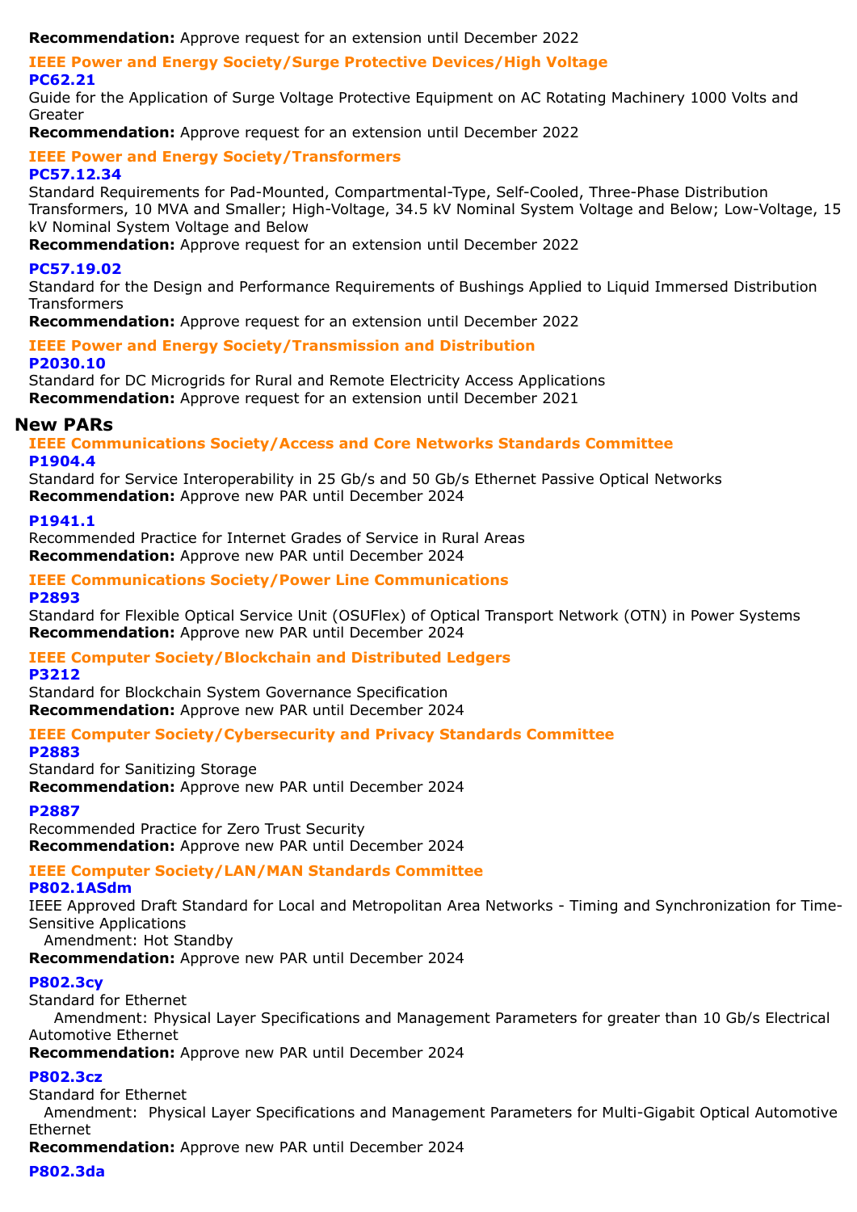**Recommendation:** Approve request for an extension until December 2022

### IEEE Power and Energy Society/Surge Protective Devices/High Voltage

**PC62.21**

Guide for the Application of Surge Voltage Protective Equipment on AC Rotating Machinery 1000 Volts and Greater

**Recommendation:** Approve request for an extension until December 2022

### IEEE Power and Energy Society/Transformers

**PC57.12.34**

Standard Requirements for Pad-Mounted, Compartmental-Type, Self-Cooled, Three-Phase Distribution Transformers, 10 MVA and Smaller; High-Voltage, 34.5 kV Nominal System Voltage and Below; Low-Voltage, 15 kV Nominal System Voltage and Below

**Recommendation:** Approve request for an extension until December 2022

**PC57.19.02**

Standard for the Design and Performance Requirements of Bushings Applied to Liquid Immersed Distribution Transformers

**Recommendation:** Approve request for an extension until December 2022

### IEEE Power and Energy Society/Transmission and Distribution

**P2030.10**

Standard for DC Microgrids for Rural and Remote Electricity Access Applications

**Recommendation:** Approve request for an extension until December 2021

## New PARs

### IEEE Communications Society/Access and Core Networks Standards Committee

**P1904.4**

Standard for Service Interoperability in 25 Gb/s and 50 Gb/s Ethernet Passive Optical Networks

**Recommendation:** Approve new PAR until December 2024

**P1941.1**

Recommended Practice for Internet Grades of Service in Rural Areas

**Recommendation:** Approve new PAR until December 2024

### IEEE Communications Society/Power Line Communications

**P2893**

Standard for Flexible Optical Service Unit (OSUFlex) of Optical Transport Network (OTN) in Power Systems

**Recommendation:** Approve new PAR until December 2024

### IEEE Computer Society/Blockchain and Distributed Ledgers

**P3212**

Standard for Blockchain System Governance Specification

**Recommendation:** Approve new PAR until December 2024

### IEEE Computer Society/Cybersecurity and Privacy Standards Committee

**P2883**

Standard for Sanitizing Storage

**Recommendation:** Approve new PAR until December 2024

**P2887**

Recommended Practice for Zero Trust Security

**Recommendation:** Approve new PAR until December 2024

### IEEE Computer Society/LAN/MAN Standards Committee

**P802.1ASdm**

IEEE Approved Draft Standard for Local and Metropolitan Area Networks - Timing and Synchronization for Time-Sensitive Applications

Amendment: Hot Standby

**Recommendation:** Approve new PAR until December 2024

**P802.3cy**

Standard for Ethernet

Amendment: Physical Layer Specifications and Management Parameters for greater than 10 Gb/s Electrical Automotive Ethernet

**Recommendation:** Approve new PAR until December 2024

**P802.3cz**

Standard for Ethernet

Amendment: Physical Layer Specifications and Management Parameters for Multi-Gigabit Optical Automotive Ethernet

**Recommendation:** Approve new PAR until December 2024

**P802.3da**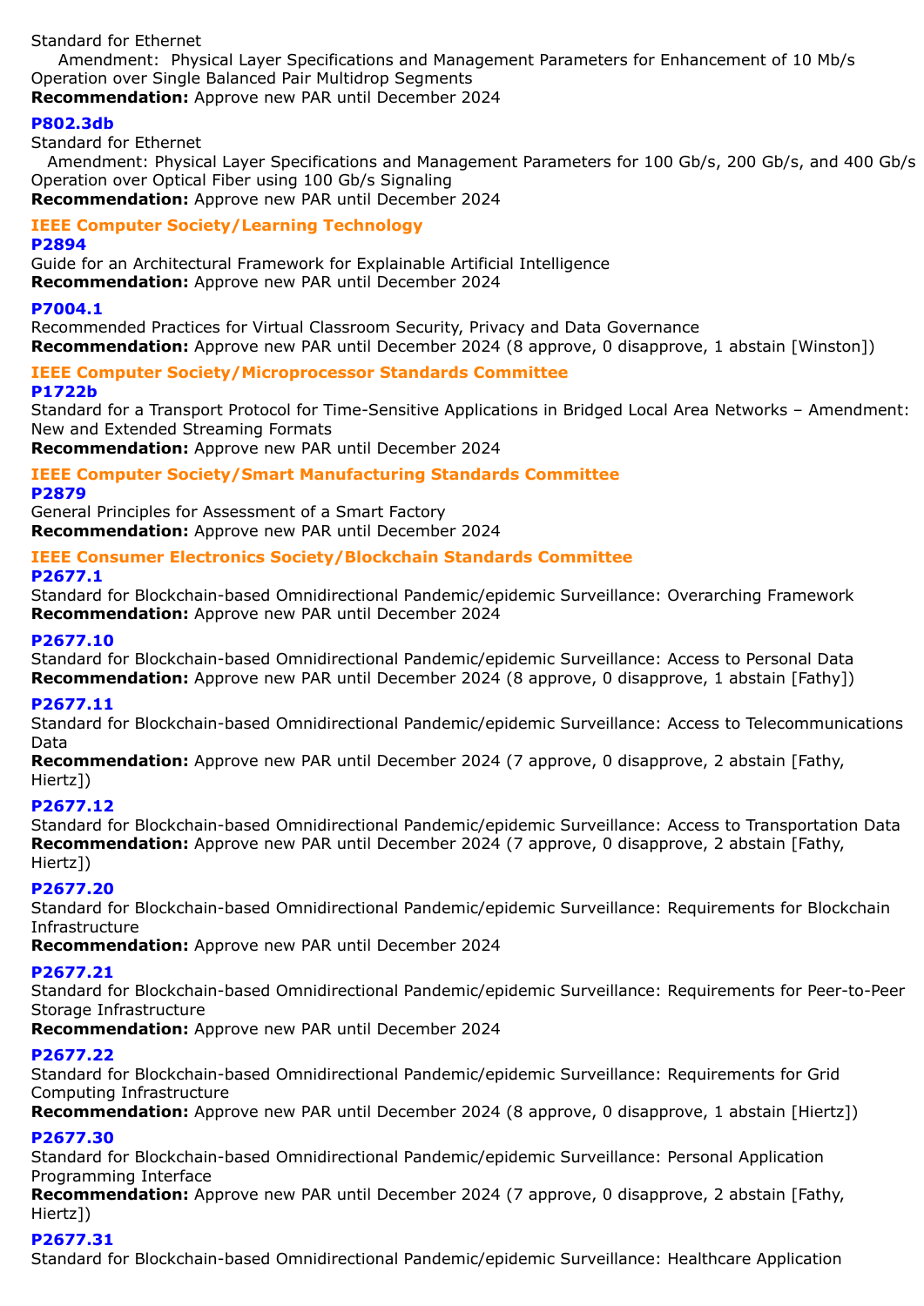Standard for Ethernet
Amendment: Physical Layer Specifications and Management Parameters for Enhancement of 10 Mb/s Operation over Single Balanced Pair Multidrop Segments
**Recommendation:** Approve new PAR until December 2024

**P802.3db**
Standard for Ethernet
Amendment: Physical Layer Specifications and Management Parameters for 100 Gb/s, 200 Gb/s, and 400 Gb/s Operation over Optical Fiber using 100 Gb/s Signaling
**Recommendation:** Approve new PAR until December 2024

### IEEE Computer Society/Learning Technology

**P2894**
Guide for an Architectural Framework for Explainable Artificial Intelligence
**Recommendation:** Approve new PAR until December 2024

**P7004.1**
Recommended Practices for Virtual Classroom Security, Privacy and Data Governance
**Recommendation:** Approve new PAR until December 2024 (8 approve, 0 disapprove, 1 abstain [Winston])

### IEEE Computer Society/Microprocessor Standards Committee

**P1722b**
Standard for a Transport Protocol for Time-Sensitive Applications in Bridged Local Area Networks – Amendment: New and Extended Streaming Formats
**Recommendation:** Approve new PAR until December 2024

### IEEE Computer Society/Smart Manufacturing Standards Committee

**P2879**
General Principles for Assessment of a Smart Factory
**Recommendation:** Approve new PAR until December 2024

### IEEE Consumer Electronics Society/Blockchain Standards Committee

**P2677.1**
Standard for Blockchain-based Omnidirectional Pandemic/epidemic Surveillance: Overarching Framework
**Recommendation:** Approve new PAR until December 2024

**P2677.10**
Standard for Blockchain-based Omnidirectional Pandemic/epidemic Surveillance: Access to Personal Data
**Recommendation:** Approve new PAR until December 2024 (8 approve, 0 disapprove, 1 abstain [Fathy])

**P2677.11**
Standard for Blockchain-based Omnidirectional Pandemic/epidemic Surveillance: Access to Telecommunications Data
**Recommendation:** Approve new PAR until December 2024 (7 approve, 0 disapprove, 2 abstain [Fathy, Hiertz])

**P2677.12**
Standard for Blockchain-based Omnidirectional Pandemic/epidemic Surveillance: Access to Transportation Data
**Recommendation:** Approve new PAR until December 2024 (7 approve, 0 disapprove, 2 abstain [Fathy, Hiertz])

**P2677.20**
Standard for Blockchain-based Omnidirectional Pandemic/epidemic Surveillance: Requirements for Blockchain Infrastructure
**Recommendation:** Approve new PAR until December 2024

**P2677.21**
Standard for Blockchain-based Omnidirectional Pandemic/epidemic Surveillance: Requirements for Peer-to-Peer Storage Infrastructure
**Recommendation:** Approve new PAR until December 2024

**P2677.22**
Standard for Blockchain-based Omnidirectional Pandemic/epidemic Surveillance: Requirements for Grid Computing Infrastructure
**Recommendation:** Approve new PAR until December 2024 (8 approve, 0 disapprove, 1 abstain [Hiertz])

**P2677.30**
Standard for Blockchain-based Omnidirectional Pandemic/epidemic Surveillance: Personal Application Programming Interface
**Recommendation:** Approve new PAR until December 2024 (7 approve, 0 disapprove, 2 abstain [Fathy, Hiertz])

**P2677.31**
Standard for Blockchain-based Omnidirectional Pandemic/epidemic Surveillance: Healthcare Application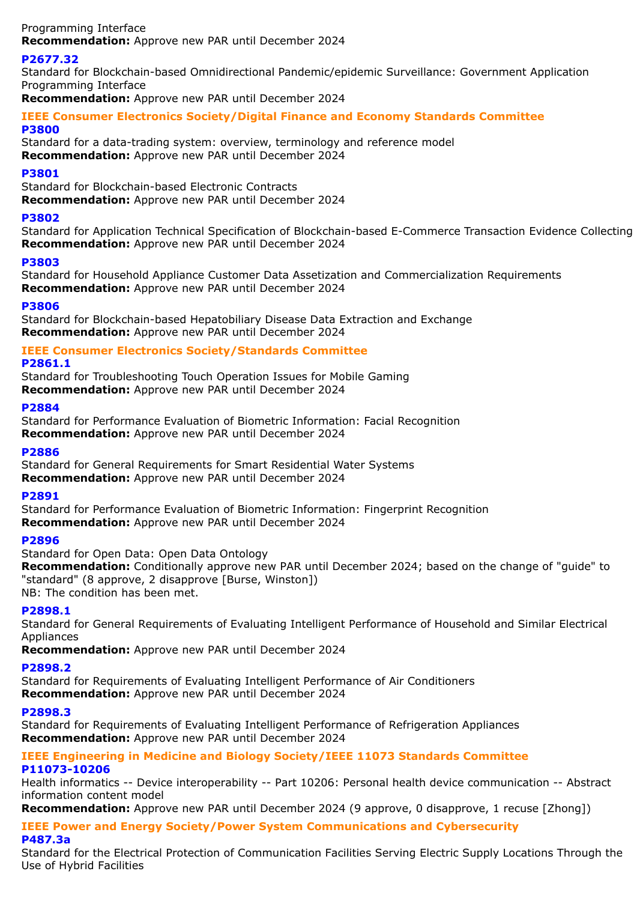Programming Interface
**Recommendation:** Approve new PAR until December 2024

### P2677.32

Standard for Blockchain-based Omnidirectional Pandemic/epidemic Surveillance: Government Application Programming Interface
**Recommendation:** Approve new PAR until December 2024

## IEEE Consumer Electronics Society/Digital Finance and Economy Standards Committee

### P3800

Standard for a data-trading system: overview, terminology and reference model
**Recommendation:** Approve new PAR until December 2024

### P3801

Standard for Blockchain-based Electronic Contracts
**Recommendation:** Approve new PAR until December 2024

### P3802

Standard for Application Technical Specification of Blockchain-based E-Commerce Transaction Evidence Collecting
**Recommendation:** Approve new PAR until December 2024

### P3803

Standard for Household Appliance Customer Data Assetization and Commercialization Requirements
**Recommendation:** Approve new PAR until December 2024

### P3806

Standard for Blockchain-based Hepatobiliary Disease Data Extraction and Exchange
**Recommendation:** Approve new PAR until December 2024

## IEEE Consumer Electronics Society/Standards Committee

### P2861.1

Standard for Troubleshooting Touch Operation Issues for Mobile Gaming
**Recommendation:** Approve new PAR until December 2024

### P2884

Standard for Performance Evaluation of Biometric Information: Facial Recognition
**Recommendation:** Approve new PAR until December 2024

### P2886

Standard for General Requirements for Smart Residential Water Systems
**Recommendation:** Approve new PAR until December 2024

### P2891

Standard for Performance Evaluation of Biometric Information: Fingerprint Recognition
**Recommendation:** Approve new PAR until December 2024

### P2896

Standard for Open Data: Open Data Ontology
**Recommendation:** Conditionally approve new PAR until December 2024; based on the change of "guide" to "standard" (8 approve, 2 disapprove [Burse, Winston])
NB: The condition has been met.

### P2898.1

Standard for General Requirements of Evaluating Intelligent Performance of Household and Similar Electrical Appliances
**Recommendation:** Approve new PAR until December 2024

### P2898.2

Standard for Requirements of Evaluating Intelligent Performance of Air Conditioners
**Recommendation:** Approve new PAR until December 2024

### P2898.3

Standard for Requirements of Evaluating Intelligent Performance of Refrigeration Appliances
**Recommendation:** Approve new PAR until December 2024

## IEEE Engineering in Medicine and Biology Society/IEEE 11073 Standards Committee

### P11073-10206

Health informatics -- Device interoperability -- Part 10206: Personal health device communication -- Abstract information content model
**Recommendation:** Approve new PAR until December 2024 (9 approve, 0 disapprove, 1 recuse [Zhong])

## IEEE Power and Energy Society/Power System Communications and Cybersecurity

### P487.3a

Standard for the Electrical Protection of Communication Facilities Serving Electric Supply Locations Through the Use of Hybrid Facilities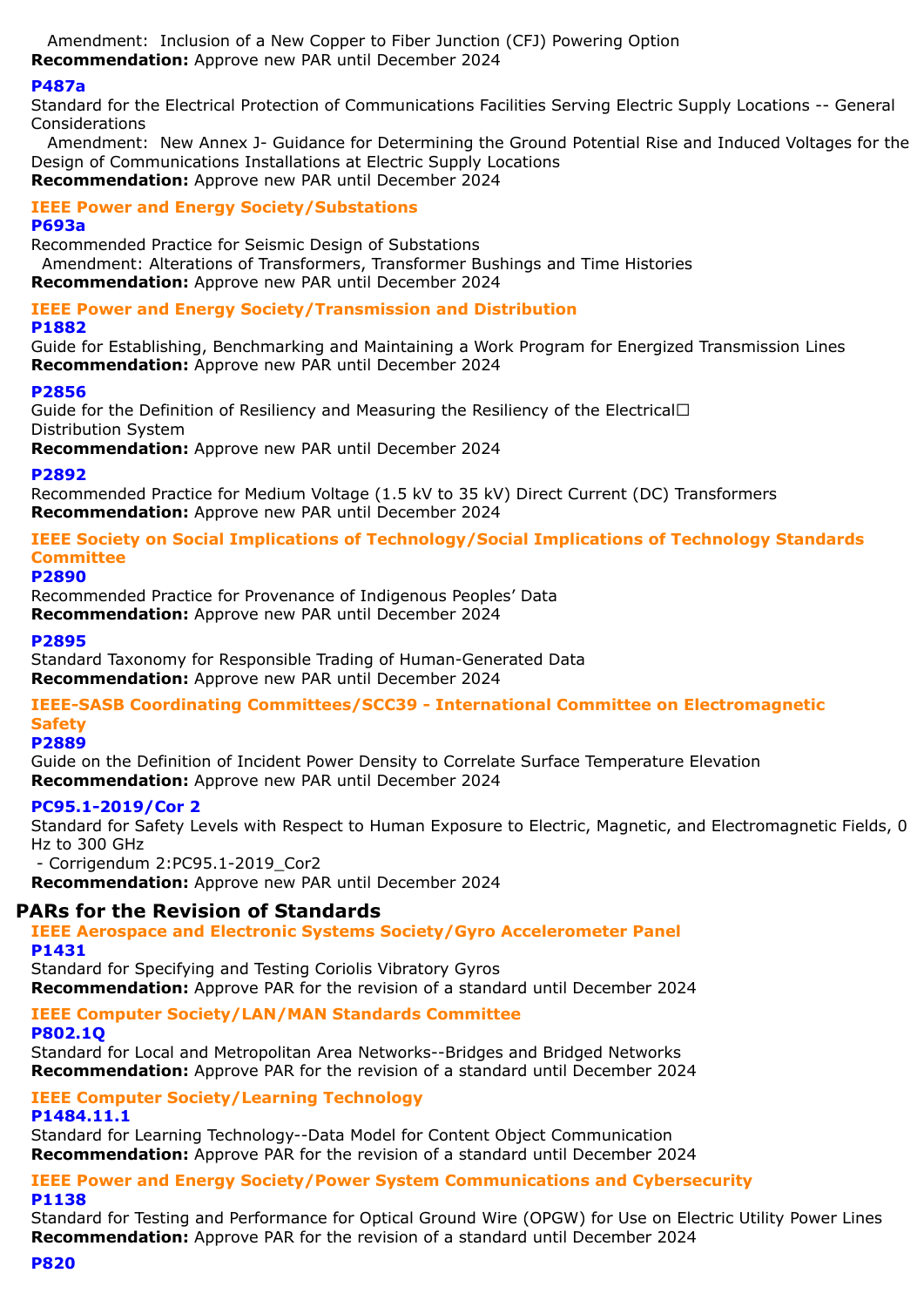Amendment: Inclusion of a New Copper to Fiber Junction (CFJ) Powering Option
**Recommendation:** Approve new PAR until December 2024

**P487a**

Standard for the Electrical Protection of Communications Facilities Serving Electric Supply Locations -- General Considerations
Amendment: New Annex J- Guidance for Determining the Ground Potential Rise and Induced Voltages for the Design of Communications Installations at Electric Supply Locations
**Recommendation:** Approve new PAR until December 2024

**IEEE Power and Energy Society/Substations**

**P693a**

Recommended Practice for Seismic Design of Substations
Amendment: Alterations of Transformers, Transformer Bushings and Time Histories
**Recommendation:** Approve new PAR until December 2024

**IEEE Power and Energy Society/Transmission and Distribution**

**P1882**

Guide for Establishing, Benchmarking and Maintaining a Work Program for Energized Transmission Lines
**Recommendation:** Approve new PAR until December 2024

**P2856**

Guide for the Definition of Resiliency and Measuring the Resiliency of the Electrical
Distribution System
**Recommendation:** Approve new PAR until December 2024

**P2892**

Recommended Practice for Medium Voltage (1.5 kV to 35 kV) Direct Current (DC) Transformers
**Recommendation:** Approve new PAR until December 2024

**IEEE Society on Social Implications of Technology/Social Implications of Technology Standards Committee**

**P2890**

Recommended Practice for Provenance of Indigenous Peoples' Data
**Recommendation:** Approve new PAR until December 2024

**P2895**

Standard Taxonomy for Responsible Trading of Human-Generated Data
**Recommendation:** Approve new PAR until December 2024

**IEEE-SASB Coordinating Committees/SCC39 - International Committee on Electromagnetic Safety**

**P2889**

Guide on the Definition of Incident Power Density to Correlate Surface Temperature Elevation
**Recommendation:** Approve new PAR until December 2024

**PC95.1-2019/Cor 2**

Standard for Safety Levels with Respect to Human Exposure to Electric, Magnetic, and Electromagnetic Fields, 0 Hz to 300 GHz
- Corrigendum 2:PC95.1-2019_Cor2
**Recommendation:** Approve new PAR until December 2024

## PARs for the Revision of Standards

**IEEE Aerospace and Electronic Systems Society/Gyro Accelerometer Panel**

**P1431**

Standard for Specifying and Testing Coriolis Vibratory Gyros
**Recommendation:** Approve PAR for the revision of a standard until December 2024

**IEEE Computer Society/LAN/MAN Standards Committee**

**P802.1Q**

Standard for Local and Metropolitan Area Networks--Bridges and Bridged Networks
**Recommendation:** Approve PAR for the revision of a standard until December 2024

**IEEE Computer Society/Learning Technology**

**P1484.11.1**

Standard for Learning Technology--Data Model for Content Object Communication
**Recommendation:** Approve PAR for the revision of a standard until December 2024

**IEEE Power and Energy Society/Power System Communications and Cybersecurity**

**P1138**

Standard for Testing and Performance for Optical Ground Wire (OPGW) for Use on Electric Utility Power Lines
**Recommendation:** Approve PAR for the revision of a standard until December 2024

**P820**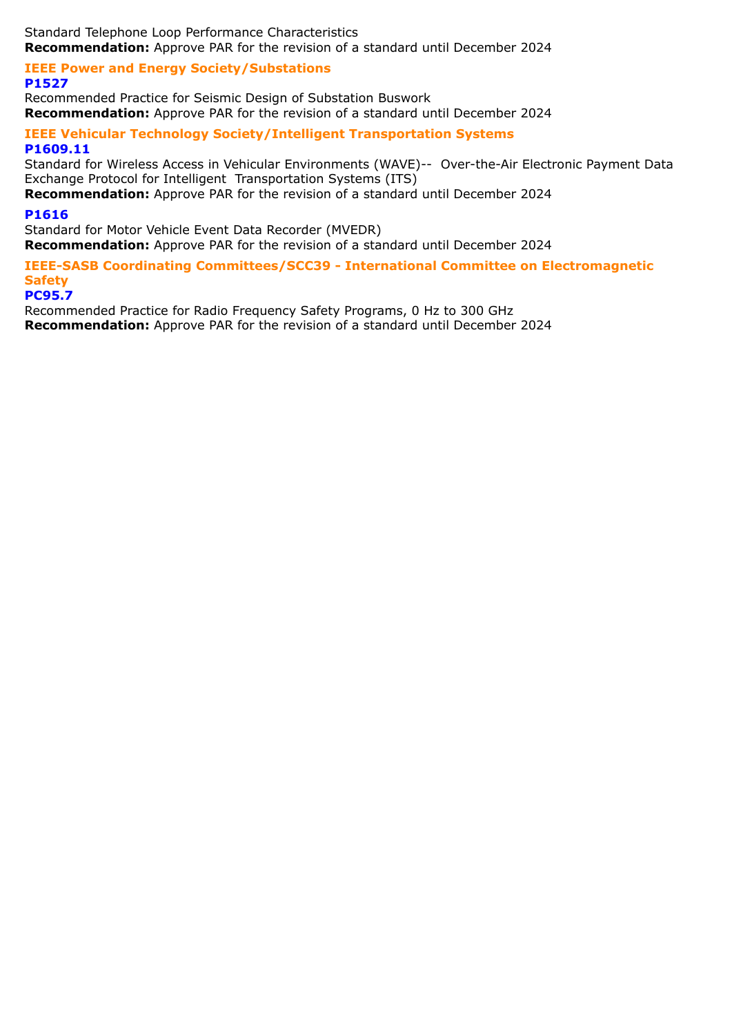Standard Telephone Loop Performance Characteristics
**Recommendation:** Approve PAR for the revision of a standard until December 2024

### IEEE Power and Energy Society/Substations

#### P1527

Recommended Practice for Seismic Design of Substation Buswork
**Recommendation:** Approve PAR for the revision of a standard until December 2024

### IEEE Vehicular Technology Society/Intelligent Transportation Systems

#### P1609.11

Standard for Wireless Access in Vehicular Environments (WAVE)-- Over-the-Air Electronic Payment Data Exchange Protocol for Intelligent Transportation Systems (ITS)
**Recommendation:** Approve PAR for the revision of a standard until December 2024

#### P1616

Standard for Motor Vehicle Event Data Recorder (MVEDR)
**Recommendation:** Approve PAR for the revision of a standard until December 2024

### IEEE-SASB Coordinating Committees/SCC39 - International Committee on Electromagnetic Safety

#### PC95.7

Recommended Practice for Radio Frequency Safety Programs, 0 Hz to 300 GHz
**Recommendation:** Approve PAR for the revision of a standard until December 2024